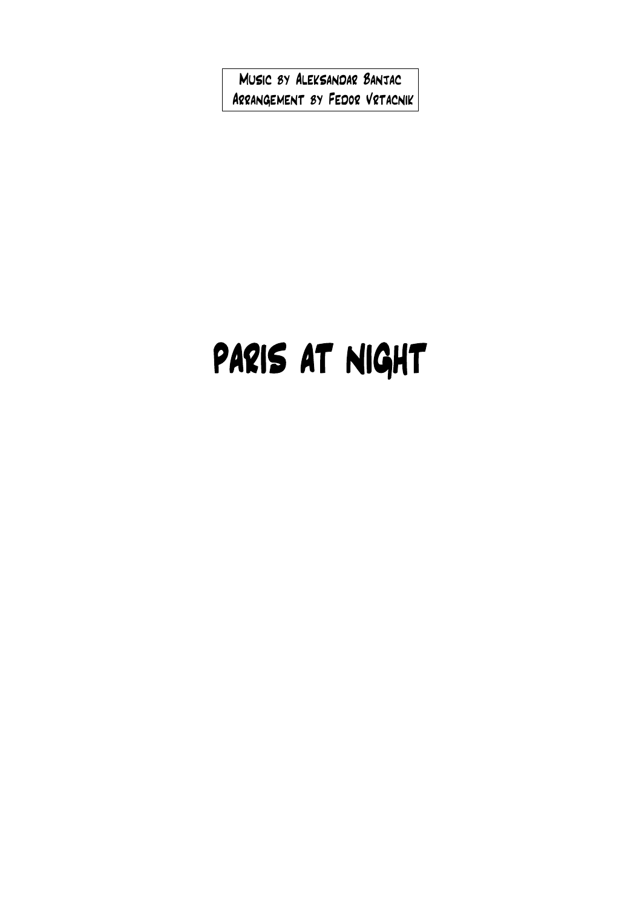Music by Aleksandar Banjac
Arrangement by Fedor Vrtacnik

# PARIS AT NIGHT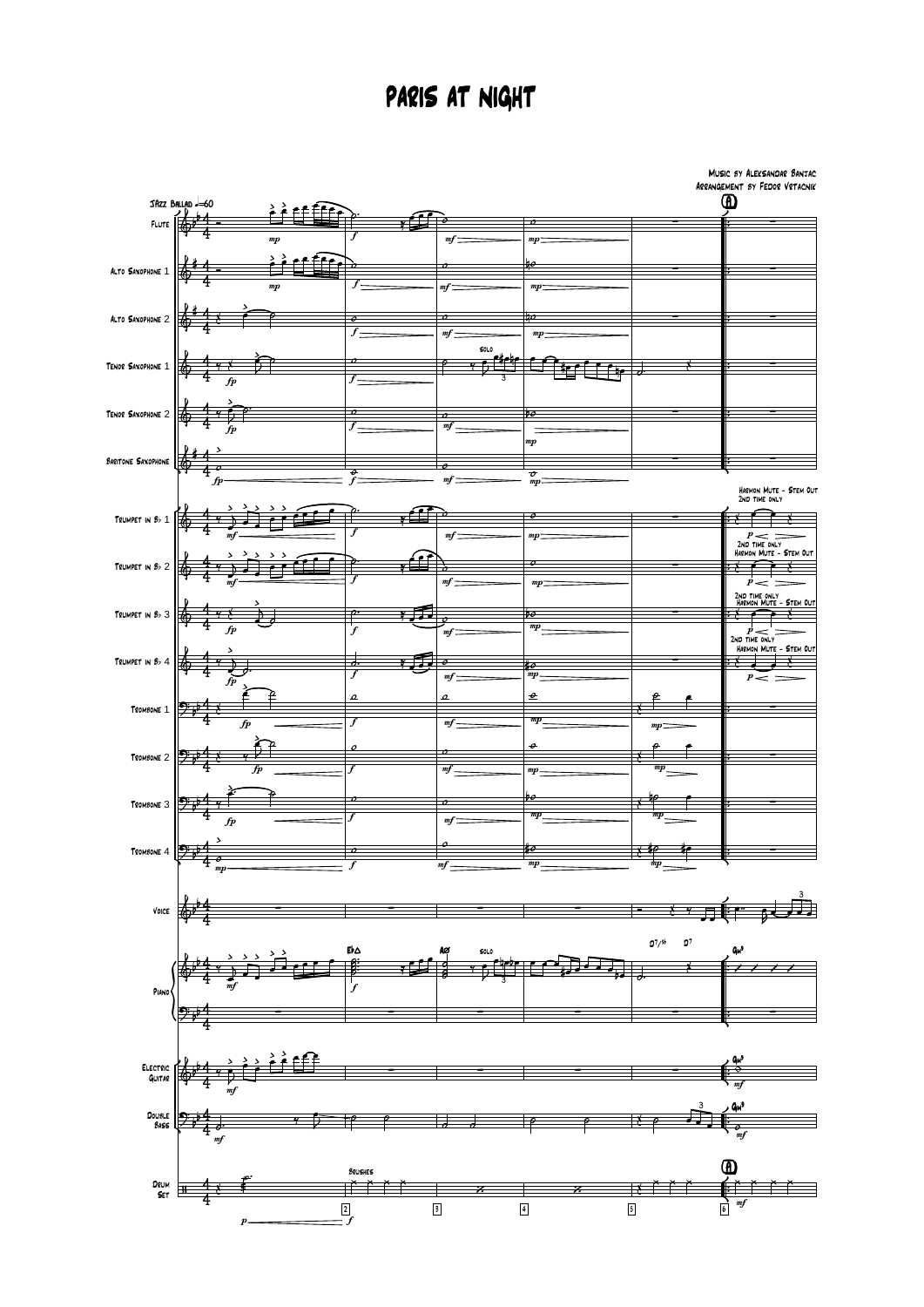# Paris at Night

Music by Aleksandar Banjac
Arrangement by Fedor Vrtacnik

Jazz Ballad ♩=60

Flute
Alto Saxophone 1
Alto Saxophone 2
Tenor Saxophone 1
Tenor Saxophone 2
Baritone Saxophone
Trumpet in B♭ 1
Trumpet in B♭ 2
Trumpet in B♭ 3
Trumpet in B♭ 4
Trombone 1
Trombone 2
Trombone 3
Trombone 4
Voice
Piano
Electric Guitar
Double Bass
Drum Set

solo

Harmon Mute - Stem Out
2nd time only

E♭Δ Aø D7/♭9 D7 Gm9

Brushes

A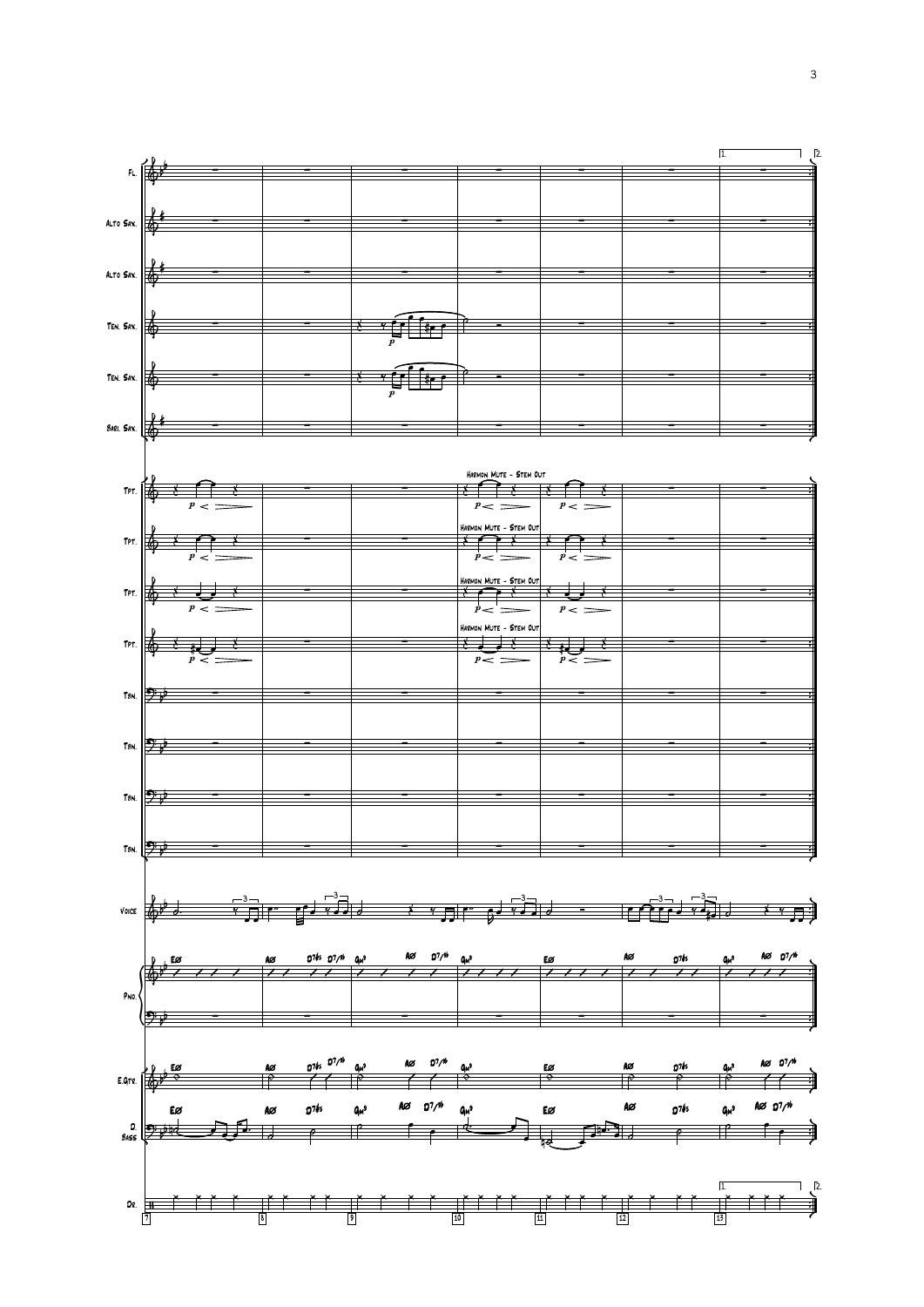1. 2.

Fl.

Alto Sax.

Alto Sax.

Ten. Sax.

Ten. Sax.

Bari. Sax.

Tpt.

Tpt.

Tpt.

Tpt.

Harmon Mute - Stem Out

Harmon Mute - Stem Out

Harmon Mute - Stem Out

Harmon Mute - Stem Out

Tbn.

Tbn.

Tbn.

Tbn.

Voice

Pno.

EØ AØ D7♭5 D7/♭9 Gm9 AØ D7/♭9 Gm9 EØ AØ D7♭5 Gm9 AØ D7/♭9

E.Gtr.

EØ AØ D7♭5 D7/♭9 Gm9 AØ D7/♭9 Gm9 EØ AØ D7♭5 Gm9 AØ D7/♭9

D. Bass

EØ AØ D7♭5 Gm9 AØ D7/♭9 Gm9 EØ AØ D7♭5 Gm9 AØ D7/♭9

Dr.

7 8 9 10 11 12 13